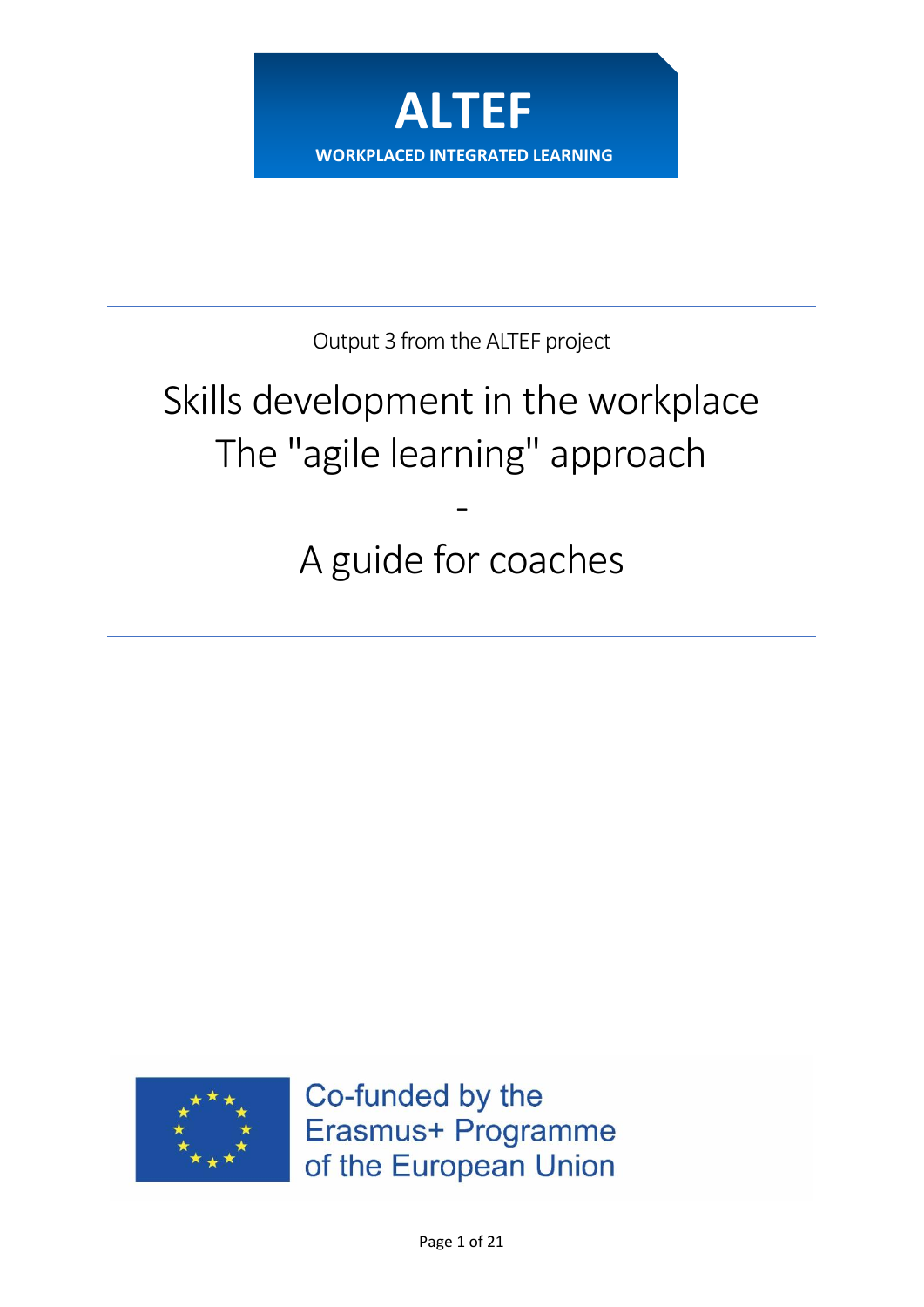# ALTEF

**WORKPLACED INTEGRATED LEARNING**

---

Output 3 from the ALTEF project

# Skills development in the workplace
# The "agile learning" approach

-

# A guide for coaches

---

Co-funded by the Erasmus+ Programme of the European Union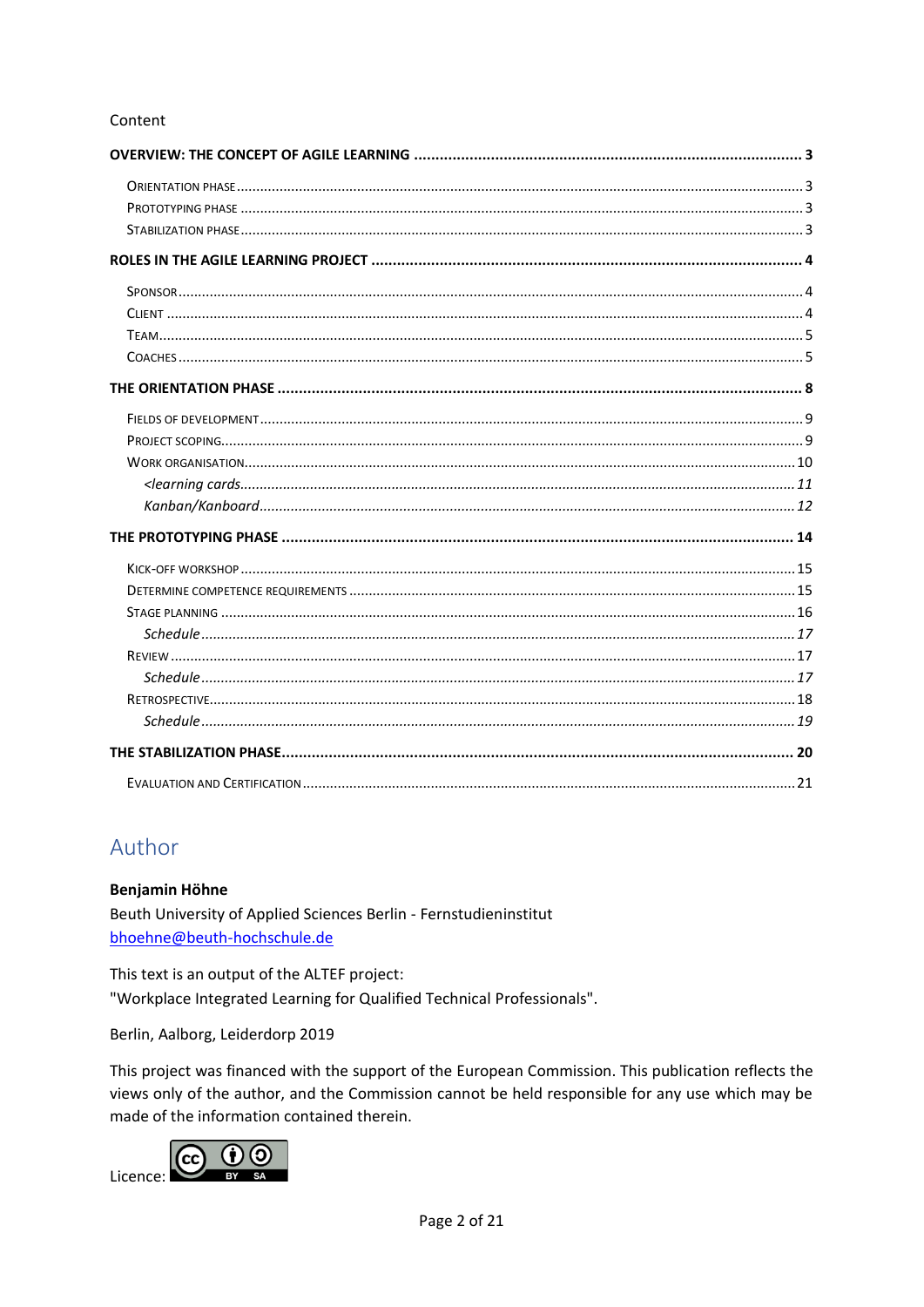Content

**OVERVIEW: THE CONCEPT OF AGILE LEARNING** .......... 3

- Orientation phase .......... 3
- Prototyping phase .......... 3
- Stabilization phase .......... 3

**ROLES IN THE AGILE LEARNING PROJECT** .......... 4

- Sponsor .......... 4
- Client .......... 4
- Team .......... 5
- Coaches .......... 5

**THE ORIENTATION PHASE** .......... 8

- Fields of development .......... 9
- Project scoping .......... 9
- Work organisation .......... 10
  - *<learning cards* .......... *11*
  - *Kanban/Kanboard* .......... *12*

**THE PROTOTYPING PHASE** .......... 14

- Kick-off workshop .......... 15
- Determine competence requirements .......... 15
- Stage planning .......... 16
  - *Schedule* .......... *17*
- Review .......... 17
  - *Schedule* .......... *17*
- Retrospective .......... 18
  - *Schedule* .......... *19*

**THE STABILIZATION PHASE** .......... 20

- Evaluation and Certification .......... 21

## Author

**Benjamin Höhne**
Beuth University of Applied Sciences Berlin - Fernstudieninstitut
bhoehne@beuth-hochschule.de

This text is an output of the ALTEF project:
"Workplace Integrated Learning for Qualified Technical Professionals".

Berlin, Aalborg, Leiderdorp 2019

This project was financed with the support of the European Commission. This publication reflects the views only of the author, and the Commission cannot be held responsible for any use which may be made of the information contained therein.

Licence: CC BY SA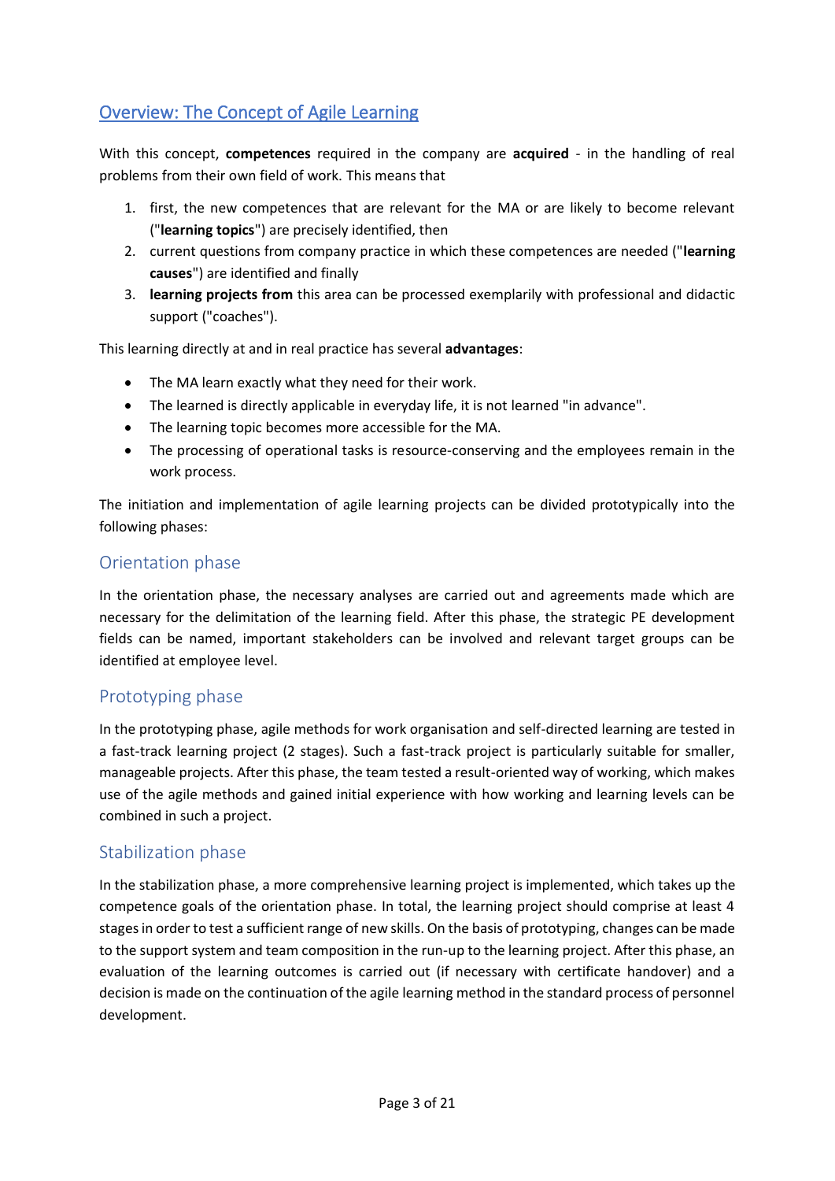## Overview: The Concept of Agile Learning

With this concept, **competences** required in the company are **acquired** - in the handling of real problems from their own field of work. This means that

1. first, the new competences that are relevant for the MA or are likely to become relevant ("**learning topics**") are precisely identified, then
2. current questions from company practice in which these competences are needed ("**learning causes**") are identified and finally
3. **learning projects from** this area can be processed exemplarily with professional and didactic support ("coaches").

This learning directly at and in real practice has several **advantages**:

- The MA learn exactly what they need for their work.
- The learned is directly applicable in everyday life, it is not learned "in advance".
- The learning topic becomes more accessible for the MA.
- The processing of operational tasks is resource-conserving and the employees remain in the work process.

The initiation and implementation of agile learning projects can be divided prototypically into the following phases:

### Orientation phase

In the orientation phase, the necessary analyses are carried out and agreements made which are necessary for the delimitation of the learning field. After this phase, the strategic PE development fields can be named, important stakeholders can be involved and relevant target groups can be identified at employee level.

### Prototyping phase

In the prototyping phase, agile methods for work organisation and self-directed learning are tested in a fast-track learning project (2 stages). Such a fast-track project is particularly suitable for smaller, manageable projects. After this phase, the team tested a result-oriented way of working, which makes use of the agile methods and gained initial experience with how working and learning levels can be combined in such a project.

### Stabilization phase

In the stabilization phase, a more comprehensive learning project is implemented, which takes up the competence goals of the orientation phase. In total, the learning project should comprise at least 4 stages in order to test a sufficient range of new skills. On the basis of prototyping, changes can be made to the support system and team composition in the run-up to the learning project. After this phase, an evaluation of the learning outcomes is carried out (if necessary with certificate handover) and a decision is made on the continuation of the agile learning method in the standard process of personnel development.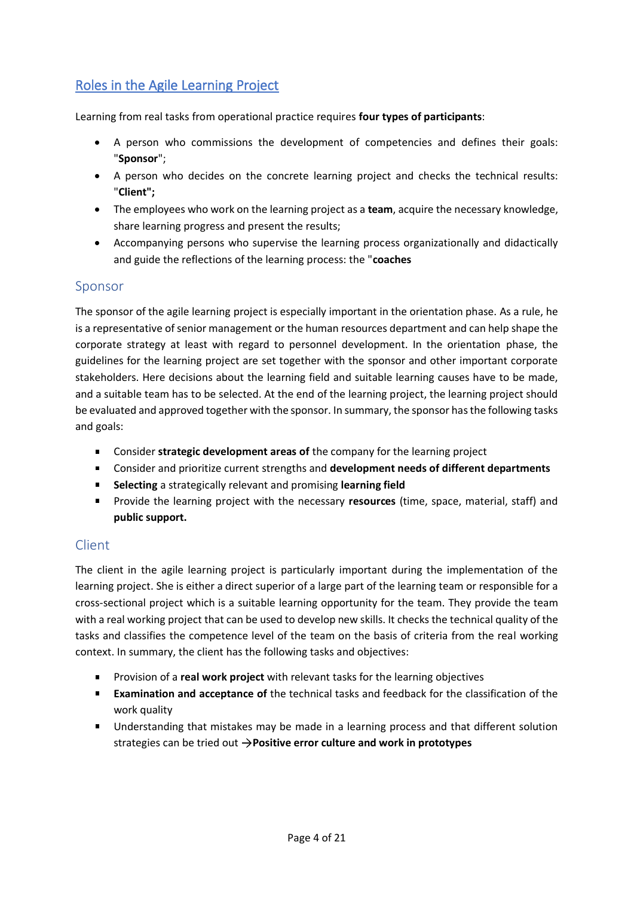## Roles in the Agile Learning Project

Learning from real tasks from operational practice requires **four types of participants**:

- A person who commissions the development of competencies and defines their goals: "**Sponsor**";
- A person who decides on the concrete learning project and checks the technical results: "**Client";**
- The employees who work on the learning project as a **team**, acquire the necessary knowledge, share learning progress and present the results;
- Accompanying persons who supervise the learning process organizationally and didactically and guide the reflections of the learning process: the "**coaches**

### Sponsor

The sponsor of the agile learning project is especially important in the orientation phase. As a rule, he is a representative of senior management or the human resources department and can help shape the corporate strategy at least with regard to personnel development. In the orientation phase, the guidelines for the learning project are set together with the sponsor and other important corporate stakeholders. Here decisions about the learning field and suitable learning causes have to be made, and a suitable team has to be selected. At the end of the learning project, the learning project should be evaluated and approved together with the sponsor. In summary, the sponsor has the following tasks and goals:

- Consider **strategic development areas of** the company for the learning project
- Consider and prioritize current strengths and **development needs of different departments**
- **Selecting** a strategically relevant and promising **learning field**
- Provide the learning project with the necessary **resources** (time, space, material, staff) and **public support.**

### Client

The client in the agile learning project is particularly important during the implementation of the learning project. She is either a direct superior of a large part of the learning team or responsible for a cross-sectional project which is a suitable learning opportunity for the team. They provide the team with a real working project that can be used to develop new skills. It checks the technical quality of the tasks and classifies the competence level of the team on the basis of criteria from the real working context. In summary, the client has the following tasks and objectives:

- Provision of a **real work project** with relevant tasks for the learning objectives
- **Examination and acceptance of** the technical tasks and feedback for the classification of the work quality
- Understanding that mistakes may be made in a learning process and that different solution strategies can be tried out →**Positive error culture and work in prototypes**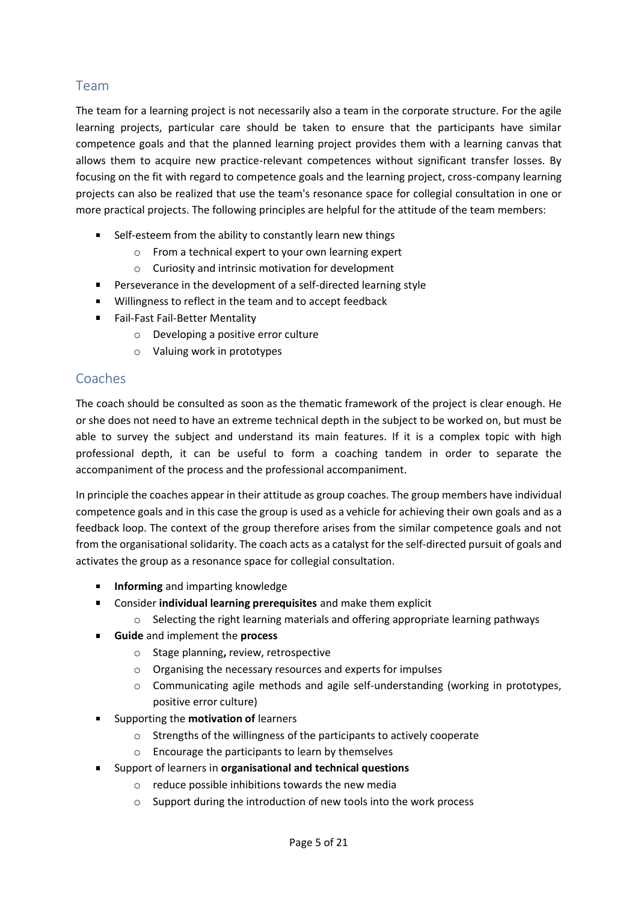## Team

The team for a learning project is not necessarily also a team in the corporate structure. For the agile learning projects, particular care should be taken to ensure that the participants have similar competence goals and that the planned learning project provides them with a learning canvas that allows them to acquire new practice-relevant competences without significant transfer losses. By focusing on the fit with regard to competence goals and the learning project, cross-company learning projects can also be realized that use the team's resonance space for collegial consultation in one or more practical projects. The following principles are helpful for the attitude of the team members:

- Self-esteem from the ability to constantly learn new things
  - From a technical expert to your own learning expert
  - Curiosity and intrinsic motivation for development
- Perseverance in the development of a self-directed learning style
- Willingness to reflect in the team and to accept feedback
- Fail-Fast Fail-Better Mentality
  - Developing a positive error culture
  - Valuing work in prototypes

## Coaches

The coach should be consulted as soon as the thematic framework of the project is clear enough. He or she does not need to have an extreme technical depth in the subject to be worked on, but must be able to survey the subject and understand its main features. If it is a complex topic with high professional depth, it can be useful to form a coaching tandem in order to separate the accompaniment of the process and the professional accompaniment.

In principle the coaches appear in their attitude as group coaches. The group members have individual competence goals and in this case the group is used as a vehicle for achieving their own goals and as a feedback loop. The context of the group therefore arises from the similar competence goals and not from the organisational solidarity. The coach acts as a catalyst for the self-directed pursuit of goals and activates the group as a resonance space for collegial consultation.

- **Informing** and imparting knowledge
- Consider **individual learning prerequisites** and make them explicit
  - Selecting the right learning materials and offering appropriate learning pathways
- **Guide** and implement the **process**
  - Stage planning**,** review, retrospective
  - Organising the necessary resources and experts for impulses
  - Communicating agile methods and agile self-understanding (working in prototypes, positive error culture)
- Supporting the **motivation of** learners
  - Strengths of the willingness of the participants to actively cooperate
  - Encourage the participants to learn by themselves
- Support of learners in **organisational and technical questions**
  - reduce possible inhibitions towards the new media
  - Support during the introduction of new tools into the work process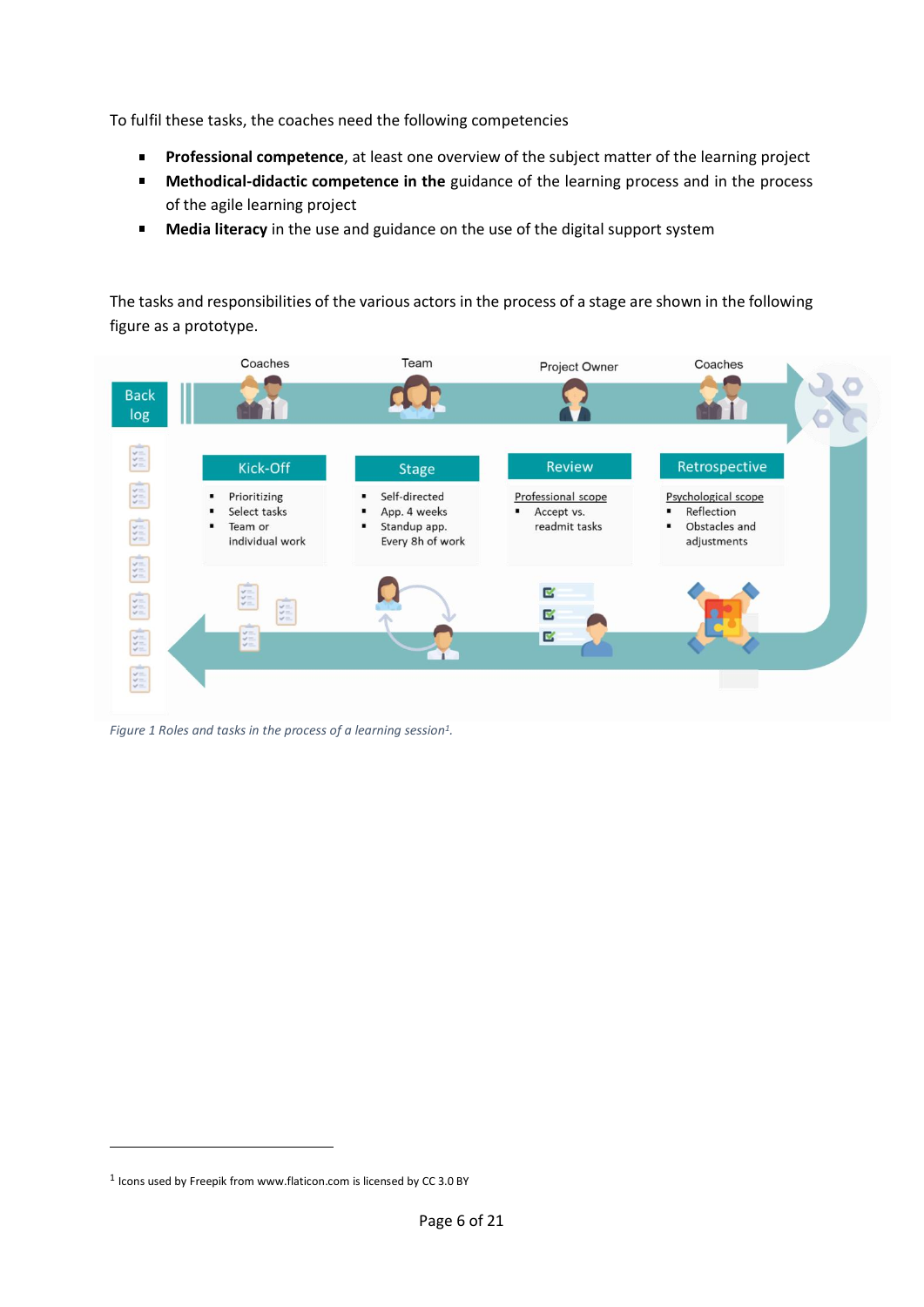To fulfil these tasks, the coaches need the following competencies

- **Professional competence**, at least one overview of the subject matter of the learning project
- **Methodical-didactic competence in the** guidance of the learning process and in the process of the agile learning project
- **Media literacy** in the use and guidance on the use of the digital support system

The tasks and responsibilities of the various actors in the process of a stage are shown in the following figure as a prototype.

Coaches | Team | Project Owner | Coaches

Back log

**Kick-Off**
- Prioritizing
- Select tasks
- Team or individual work

**Stage**
- Self-directed
- App. 4 weeks
- Standup app. Every 8h of work

**Review**

Professional scope
- Accept vs. readmit tasks

**Retrospective**

Psychological scope
- Reflection
- Obstacles and adjustments

*Figure 1 Roles and tasks in the process of a learning session[1].*

---

[1] Icons used by Freepik from www.flaticon.com is licensed by CC 3.0 BY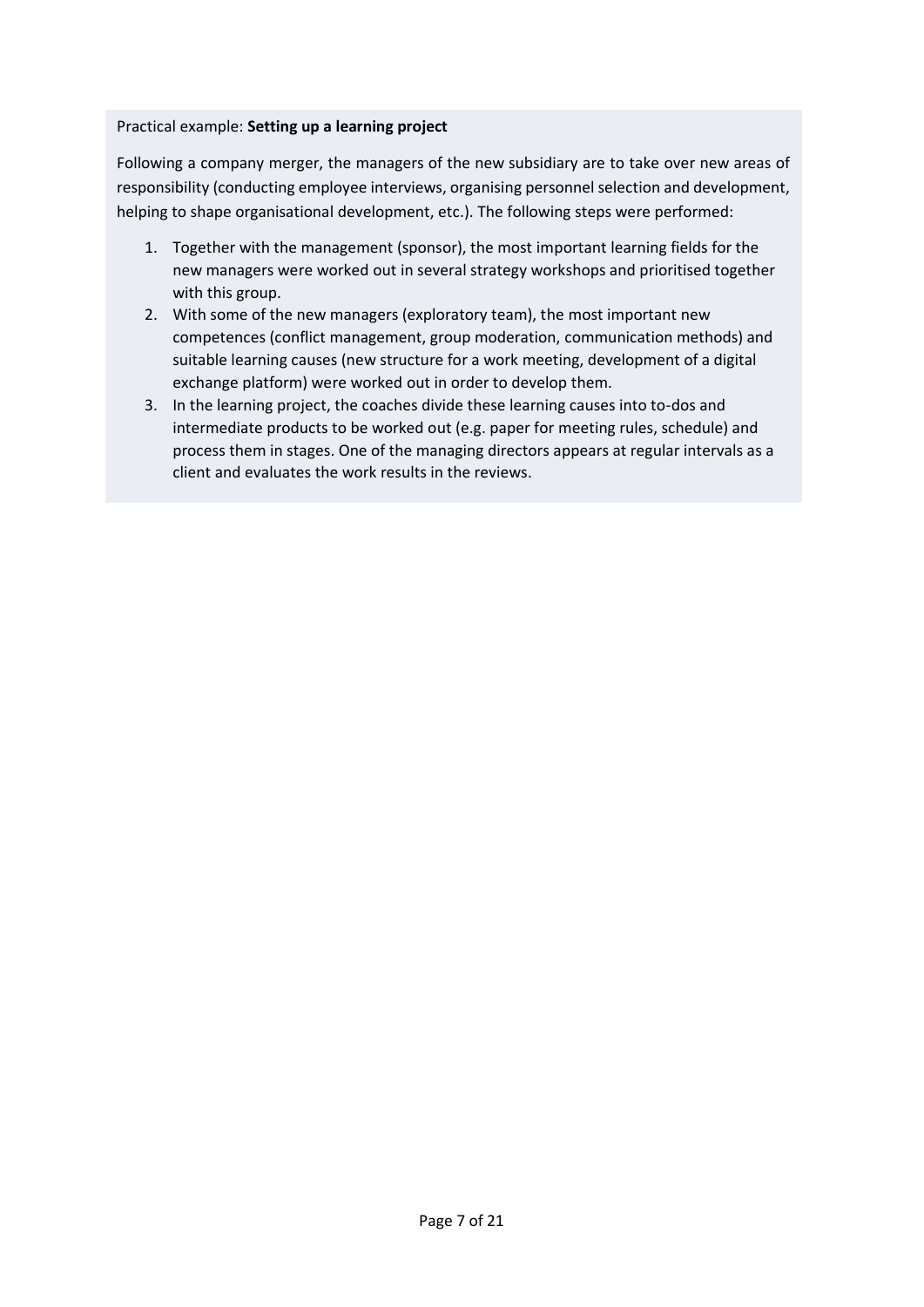Practical example: **Setting up a learning project**

Following a company merger, the managers of the new subsidiary are to take over new areas of responsibility (conducting employee interviews, organising personnel selection and development, helping to shape organisational development, etc.). The following steps were performed:

1. Together with the management (sponsor), the most important learning fields for the new managers were worked out in several strategy workshops and prioritised together with this group.
2. With some of the new managers (exploratory team), the most important new competences (conflict management, group moderation, communication methods) and suitable learning causes (new structure for a work meeting, development of a digital exchange platform) were worked out in order to develop them.
3. In the learning project, the coaches divide these learning causes into to-dos and intermediate products to be worked out (e.g. paper for meeting rules, schedule) and process them in stages. One of the managing directors appears at regular intervals as a client and evaluates the work results in the reviews.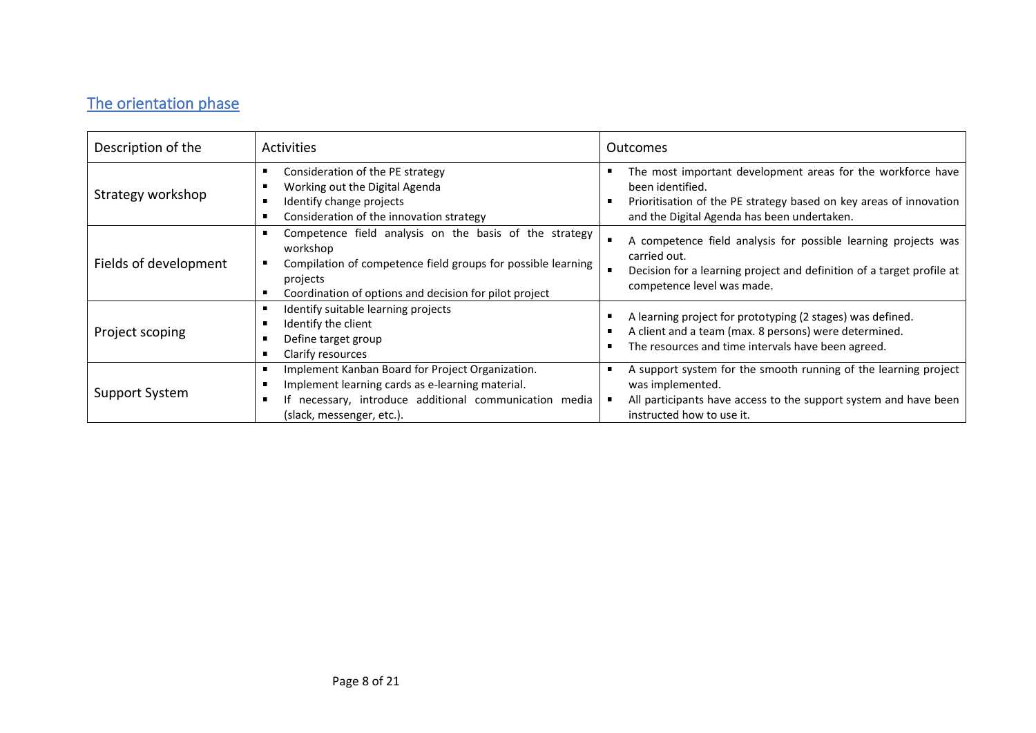## The orientation phase

| Description of the | Activities | Outcomes |
|---|---|---|
| Strategy workshop | ▪ Consideration of the PE strategy<br>▪ Working out the Digital Agenda<br>▪ Identify change projects<br>▪ Consideration of the innovation strategy | ▪ The most important development areas for the workforce have been identified.<br>▪ Prioritisation of the PE strategy based on key areas of innovation and the Digital Agenda has been undertaken. |
| Fields of development | ▪ Competence field analysis on the basis of the strategy workshop<br>▪ Compilation of competence field groups for possible learning projects<br>▪ Coordination of options and decision for pilot project | ▪ A competence field analysis for possible learning projects was carried out.<br>▪ Decision for a learning project and definition of a target profile at competence level was made. |
| Project scoping | ▪ Identify suitable learning projects<br>▪ Identify the client<br>▪ Define target group<br>▪ Clarify resources | ▪ A learning project for prototyping (2 stages) was defined.<br>▪ A client and a team (max. 8 persons) were determined.<br>▪ The resources and time intervals have been agreed. |
| Support System | ▪ Implement Kanban Board for Project Organization.<br>▪ Implement learning cards as e-learning material.<br>▪ If necessary, introduce additional communication media (slack, messenger, etc.). | ▪ A support system for the smooth running of the learning project was implemented.<br>▪ All participants have access to the support system and have been instructed how to use it. |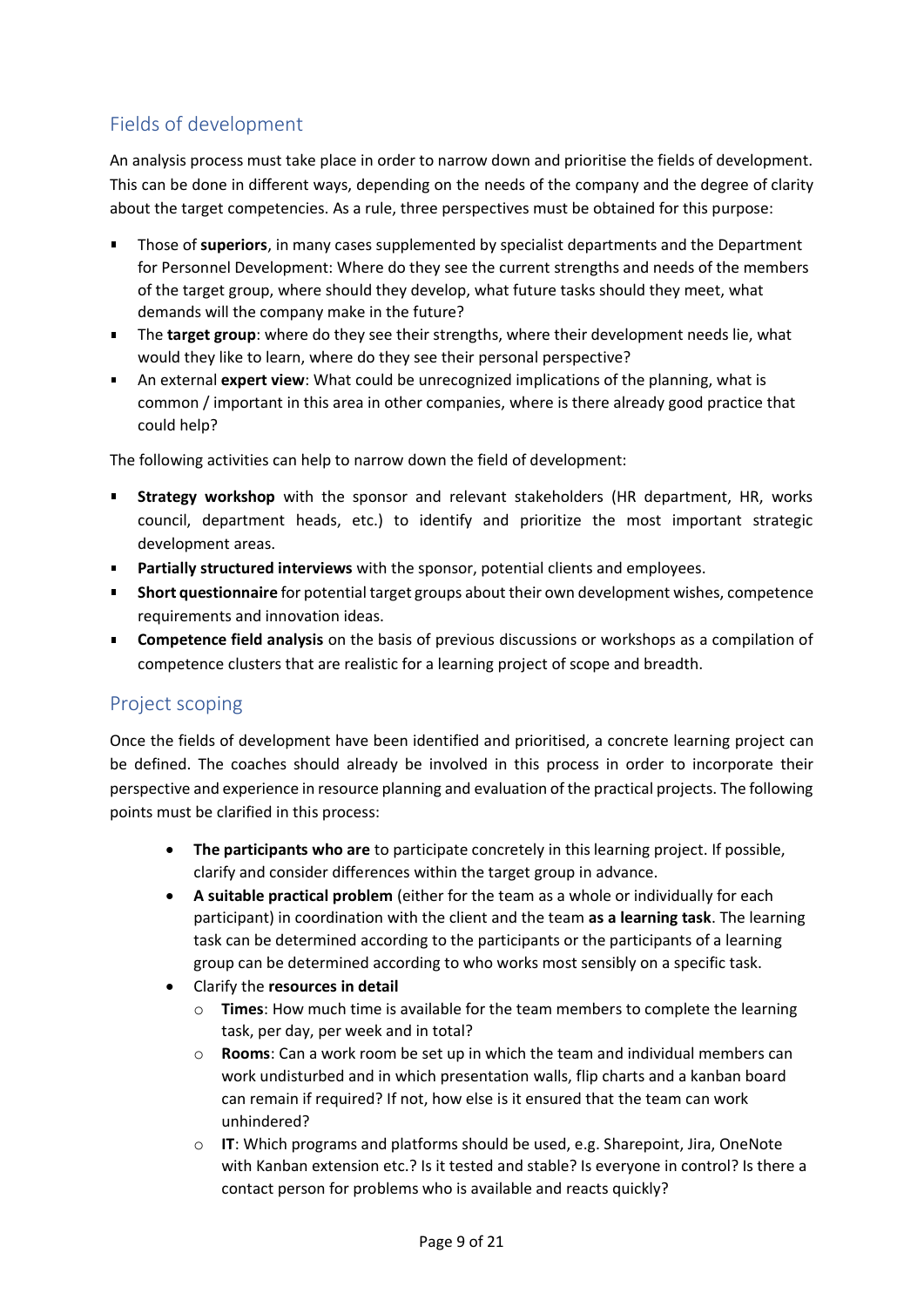## Fields of development

An analysis process must take place in order to narrow down and prioritise the fields of development. This can be done in different ways, depending on the needs of the company and the degree of clarity about the target competencies. As a rule, three perspectives must be obtained for this purpose:

- Those of **superiors**, in many cases supplemented by specialist departments and the Department for Personnel Development: Where do they see the current strengths and needs of the members of the target group, where should they develop, what future tasks should they meet, what demands will the company make in the future?
- The **target group**: where do they see their strengths, where their development needs lie, what would they like to learn, where do they see their personal perspective?
- An external **expert view**: What could be unrecognized implications of the planning, what is common / important in this area in other companies, where is there already good practice that could help?

The following activities can help to narrow down the field of development:

- **Strategy workshop** with the sponsor and relevant stakeholders (HR department, HR, works council, department heads, etc.) to identify and prioritize the most important strategic development areas.
- **Partially structured interviews** with the sponsor, potential clients and employees.
- **Short questionnaire** for potential target groups about their own development wishes, competence requirements and innovation ideas.
- **Competence field analysis** on the basis of previous discussions or workshops as a compilation of competence clusters that are realistic for a learning project of scope and breadth.

## Project scoping

Once the fields of development have been identified and prioritised, a concrete learning project can be defined. The coaches should already be involved in this process in order to incorporate their perspective and experience in resource planning and evaluation of the practical projects. The following points must be clarified in this process:

- **The participants who are** to participate concretely in this learning project. If possible, clarify and consider differences within the target group in advance.
- **A suitable practical problem** (either for the team as a whole or individually for each participant) in coordination with the client and the team **as a learning task**. The learning task can be determined according to the participants or the participants of a learning group can be determined according to who works most sensibly on a specific task.
- Clarify the **resources in detail**
    - **Times**: How much time is available for the team members to complete the learning task, per day, per week and in total?
    - **Rooms**: Can a work room be set up in which the team and individual members can work undisturbed and in which presentation walls, flip charts and a kanban board can remain if required? If not, how else is it ensured that the team can work unhindered?
    - **IT**: Which programs and platforms should be used, e.g. Sharepoint, Jira, OneNote with Kanban extension etc.? Is it tested and stable? Is everyone in control? Is there a contact person for problems who is available and reacts quickly?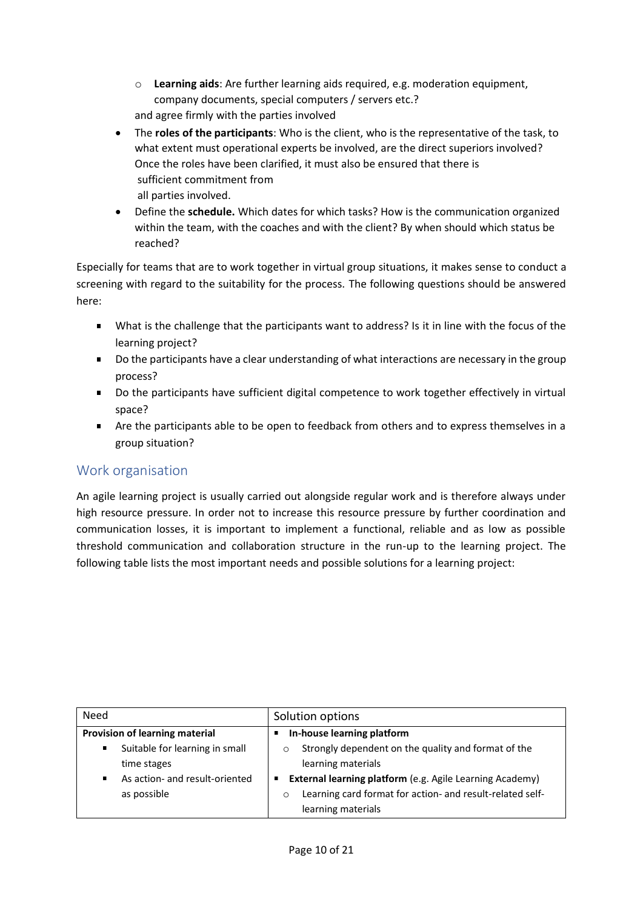- **Learning aids**: Are further learning aids required, e.g. moderation equipment, company documents, special computers / servers etc.?

  and agree firmly with the parties involved

- The **roles of the participants**: Who is the client, who is the representative of the task, to what extent must operational experts be involved, are the direct superiors involved? Once the roles have been clarified, it must also be ensured that there is sufficient commitment from all parties involved.
- Define the **schedule.** Which dates for which tasks? How is the communication organized within the team, with the coaches and with the client? By when should which status be reached?

Especially for teams that are to work together in virtual group situations, it makes sense to conduct a screening with regard to the suitability for the process. The following questions should be answered here:

- What is the challenge that the participants want to address? Is it in line with the focus of the learning project?
- Do the participants have a clear understanding of what interactions are necessary in the group process?
- Do the participants have sufficient digital competence to work together effectively in virtual space?
- Are the participants able to be open to feedback from others and to express themselves in a group situation?

## Work organisation

An agile learning project is usually carried out alongside regular work and is therefore always under high resource pressure. In order not to increase this resource pressure by further coordination and communication losses, it is important to implement a functional, reliable and as low as possible threshold communication and collaboration structure in the run-up to the learning project. The following table lists the most important needs and possible solutions for a learning project:

| Need | Solution options |
|---|---|
| **Provision of learning material**<br>▪ Suitable for learning in small time stages<br>▪ As action- and result-oriented as possible | ▪ **In-house learning platform**<br>○ Strongly dependent on the quality and format of the learning materials<br>▪ **External learning platform** (e.g. Agile Learning Academy)<br>○ Learning card format for action- and result-related self-learning materials |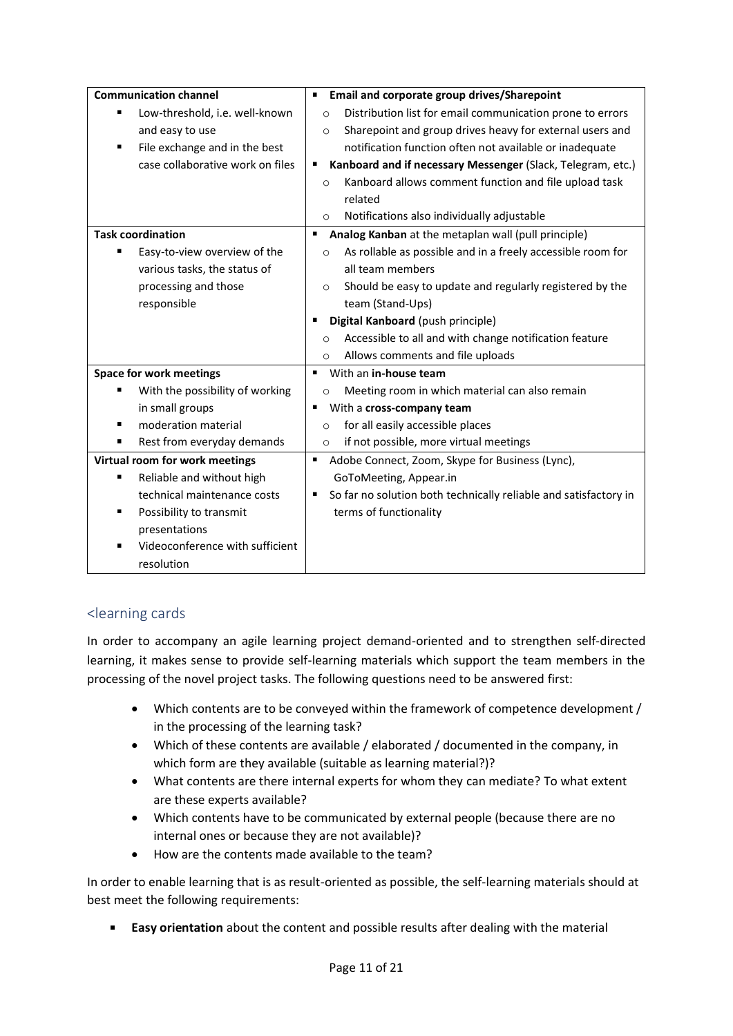| Communication channel | Email and corporate group drives/Sharepoint |
|---|---|
| Task coordination<br>▪ Easy-to-view overview of the various tasks, the status of processing and those responsible | ▪ **Analog Kanban** at the metaplan wall (pull principle)<br>○ As rollable as possible and in a freely accessible room for all team members<br>○ Should be easy to update and regularly registered by the team (Stand-Ups)<br>▪ **Digital Kanboard** (push principle)<br>○ Accessible to all and with change notification feature<br>○ Allows comments and file uploads |
| Space for work meetings<br>▪ With the possibility of working in small groups<br>▪ moderation material<br>▪ Rest from everyday demands | ▪ With an **in-house team**<br>○ Meeting room in which material can also remain<br>▪ With a **cross-company team**<br>○ for all easily accessible places<br>○ if not possible, more virtual meetings |
| Virtual room for work meetings<br>▪ Reliable and without high technical maintenance costs<br>▪ Possibility to transmit presentations<br>▪ Videoconference with sufficient resolution | ▪ Adobe Connect, Zoom, Skype for Business (Lync), GoToMeeting, Appear.in<br>▪ So far no solution both technically reliable and satisfactory in terms of functionality |

Note: the first row's full content is as follows:

| Communication channel | |
|---|---|
| ▪ Low-threshold, i.e. well-known and easy to use<br>▪ File exchange and in the best case collaborative work on files | ▪ **Email and corporate group drives/Sharepoint**<br>○ Distribution list for email communication prone to errors<br>○ Sharepoint and group drives heavy for external users and notification function often not available or inadequate<br>▪ **Kanboard and if necessary Messenger** (Slack, Telegram, etc.)<br>○ Kanboard allows comment function and file upload task related<br>○ Notifications also individually adjustable |

## <learning cards

In order to accompany an agile learning project demand-oriented and to strengthen self-directed learning, it makes sense to provide self-learning materials which support the team members in the processing of the novel project tasks. The following questions need to be answered first:

- Which contents are to be conveyed within the framework of competence development / in the processing of the learning task?
- Which of these contents are available / elaborated / documented in the company, in which form are they available (suitable as learning material?)?
- What contents are there internal experts for whom they can mediate? To what extent are these experts available?
- Which contents have to be communicated by external people (because there are no internal ones or because they are not available)?
- How are the contents made available to the team?

In order to enable learning that is as result-oriented as possible, the self-learning materials should at best meet the following requirements:

- **Easy orientation** about the content and possible results after dealing with the material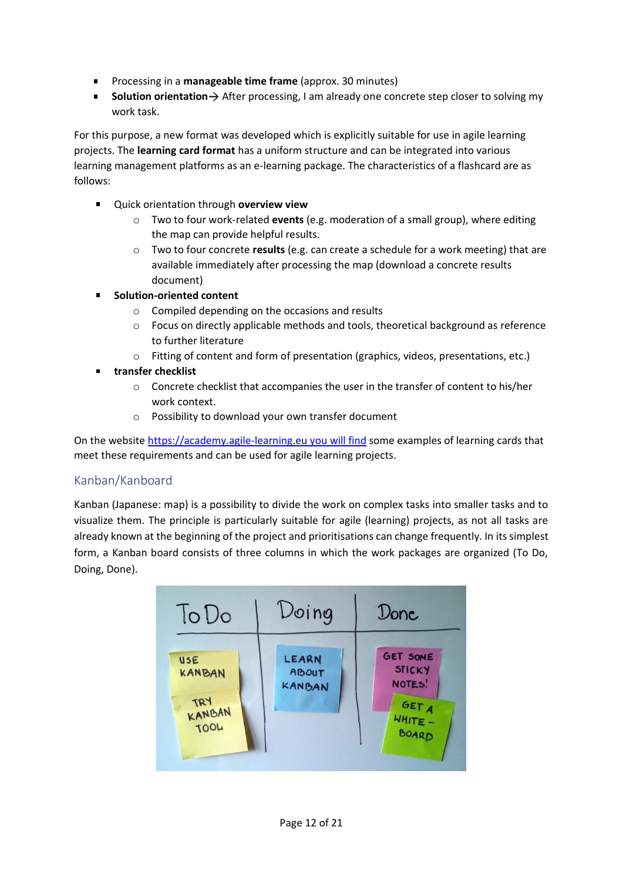- Processing in a **manageable time frame** (approx. 30 minutes)
- **Solution orientation**→ After processing, I am already one concrete step closer to solving my work task.

For this purpose, a new format was developed which is explicitly suitable for use in agile learning projects. The **learning card format** has a uniform structure and can be integrated into various learning management platforms as an e-learning package. The characteristics of a flashcard are as follows:

- Quick orientation through **overview view**
  - Two to four work-related **events** (e.g. moderation of a small group), where editing the map can provide helpful results.
  - Two to four concrete **results** (e.g. can create a schedule for a work meeting) that are available immediately after processing the map (download a concrete results document)
- **Solution-oriented content**
  - Compiled depending on the occasions and results
  - Focus on directly applicable methods and tools, theoretical background as reference to further literature
  - Fitting of content and form of presentation (graphics, videos, presentations, etc.)
- **transfer checklist**
  - Concrete checklist that accompanies the user in the transfer of content to his/her work context.
  - Possibility to download your own transfer document

On the website https://academy.agile-learning.eu you will find some examples of learning cards that meet these requirements and can be used for agile learning projects.

## Kanban/Kanboard

Kanban (Japanese: map) is a possibility to divide the work on complex tasks into smaller tasks and to visualize them. The principle is particularly suitable for agile (learning) projects, as not all tasks are already known at the beginning of the project and prioritisations can change frequently. In its simplest form, a Kanban board consists of three columns in which the work packages are organized (To Do, Doing, Done).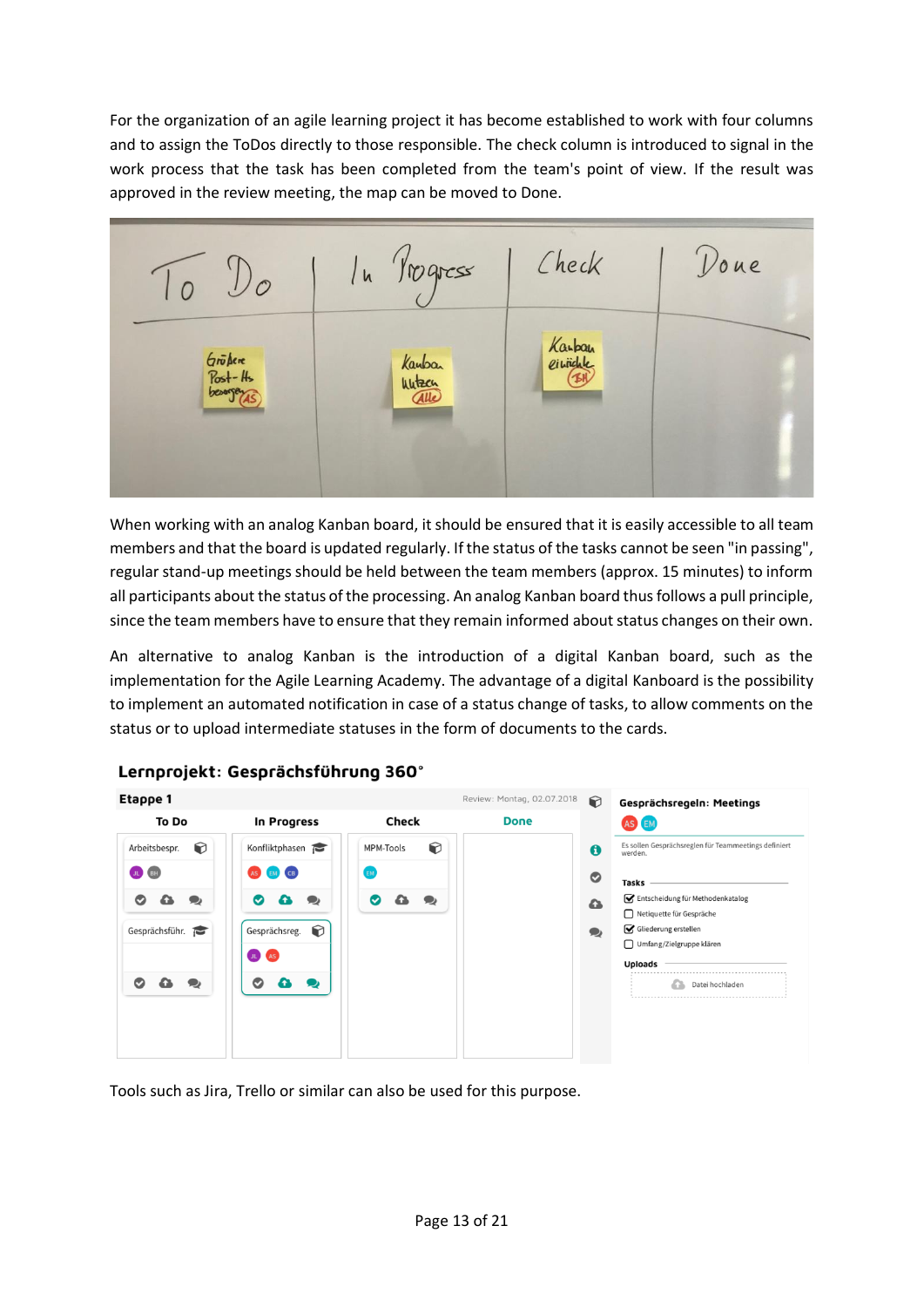For the organization of an agile learning project it has become established to work with four columns and to assign the ToDos directly to those responsible. The check column is introduced to signal in the work process that the task has been completed from the team's point of view. If the result was approved in the review meeting, the map can be moved to Done.

When working with an analog Kanban board, it should be ensured that it is easily accessible to all team members and that the board is updated regularly. If the status of the tasks cannot be seen "in passing", regular stand-up meetings should be held between the team members (approx. 15 minutes) to inform all participants about the status of the processing. An analog Kanban board thus follows a pull principle, since the team members have to ensure that they remain informed about status changes on their own.

An alternative to analog Kanban is the introduction of a digital Kanban board, such as the implementation for the Agile Learning Academy. The advantage of a digital Kanboard is the possibility to implement an automated notification in case of a status change of tasks, to allow comments on the status or to upload intermediate statuses in the form of documents to the cards.

Tools such as Jira, Trello or similar can also be used for this purpose.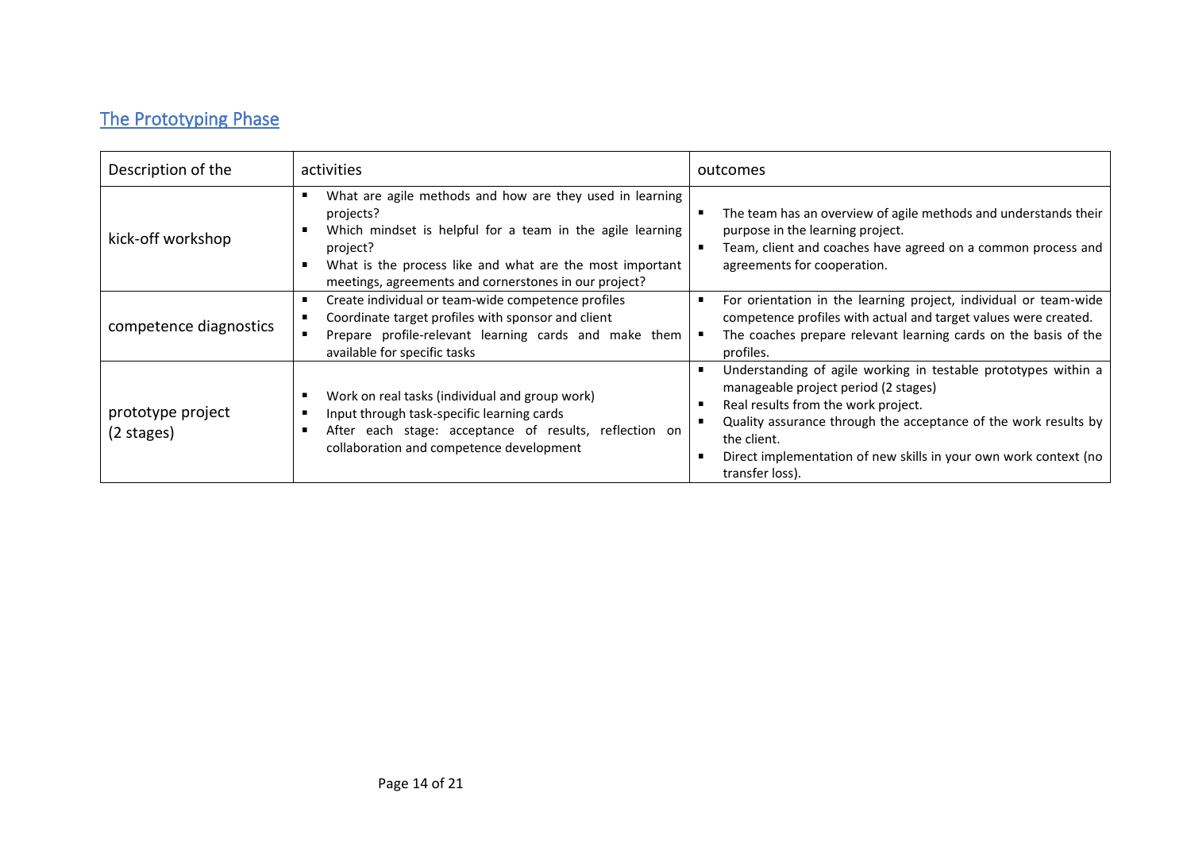## The Prototyping Phase

| Description of the | activities | outcomes |
|---|---|---|
| kick-off workshop | ▪ What are agile methods and how are they used in learning projects?<br>▪ Which mindset is helpful for a team in the agile learning project?<br>▪ What is the process like and what are the most important meetings, agreements and cornerstones in our project? | ▪ The team has an overview of agile methods and understands their purpose in the learning project.<br>▪ Team, client and coaches have agreed on a common process and agreements for cooperation. |
| competence diagnostics | ▪ Create individual or team-wide competence profiles<br>▪ Coordinate target profiles with sponsor and client<br>▪ Prepare profile-relevant learning cards and make them available for specific tasks | ▪ For orientation in the learning project, individual or team-wide competence profiles with actual and target values were created.<br>▪ The coaches prepare relevant learning cards on the basis of the profiles. |
| prototype project (2 stages) | ▪ Work on real tasks (individual and group work)<br>▪ Input through task-specific learning cards<br>▪ After each stage: acceptance of results, reflection on collaboration and competence development | ▪ Understanding of agile working in testable prototypes within a manageable project period (2 stages)<br>▪ Real results from the work project.<br>▪ Quality assurance through the acceptance of the work results by the client.<br>▪ Direct implementation of new skills in your own work context (no transfer loss). |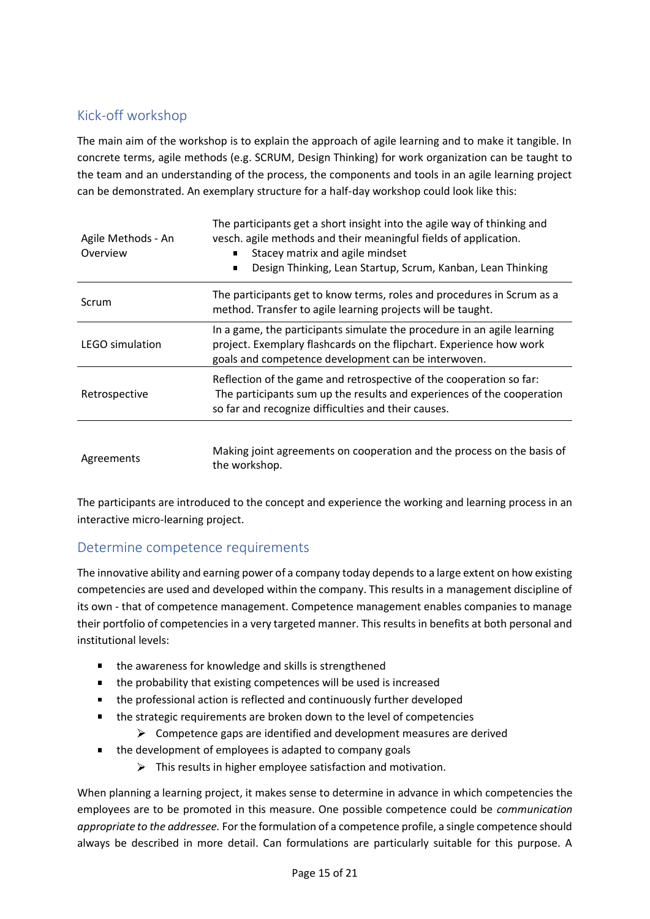## Kick-off workshop

The main aim of the workshop is to explain the approach of agile learning and to make it tangible. In concrete terms, agile methods (e.g. SCRUM, Design Thinking) for work organization can be taught to the team and an understanding of the process, the components and tools in an agile learning project can be demonstrated. An exemplary structure for a half-day workshop could look like this:

| | |
|---|---|
| Agile Methods - An Overview | The participants get a short insight into the agile way of thinking and vesch. agile methods and their meaningful fields of application.<br>▪ Stacey matrix and agile mindset<br>▪ Design Thinking, Lean Startup, Scrum, Kanban, Lean Thinking |
| Scrum | The participants get to know terms, roles and procedures in Scrum as a method. Transfer to agile learning projects will be taught. |
| LEGO simulation | In a game, the participants simulate the procedure in an agile learning project. Exemplary flashcards on the flipchart. Experience how work goals and competence development can be interwoven. |
| Retrospective | Reflection of the game and retrospective of the cooperation so far: The participants sum up the results and experiences of the cooperation so far and recognize difficulties and their causes. |
| Agreements | Making joint agreements on cooperation and the process on the basis of the workshop. |

The participants are introduced to the concept and experience the working and learning process in an interactive micro-learning project.

## Determine competence requirements

The innovative ability and earning power of a company today depends to a large extent on how existing competencies are used and developed within the company. This results in a management discipline of its own - that of competence management. Competence management enables companies to manage their portfolio of competencies in a very targeted manner. This results in benefits at both personal and institutional levels:

- the awareness for knowledge and skills is strengthened
- the probability that existing competences will be used is increased
- the professional action is reflected and continuously further developed
- the strategic requirements are broken down to the level of competencies
  - Competence gaps are identified and development measures are derived
- the development of employees is adapted to company goals
  - This results in higher employee satisfaction and motivation.

When planning a learning project, it makes sense to determine in advance in which competencies the employees are to be promoted in this measure. One possible competence could be *communication appropriate to the addressee.* For the formulation of a competence profile, a single competence should always be described in more detail. Can formulations are particularly suitable for this purpose. A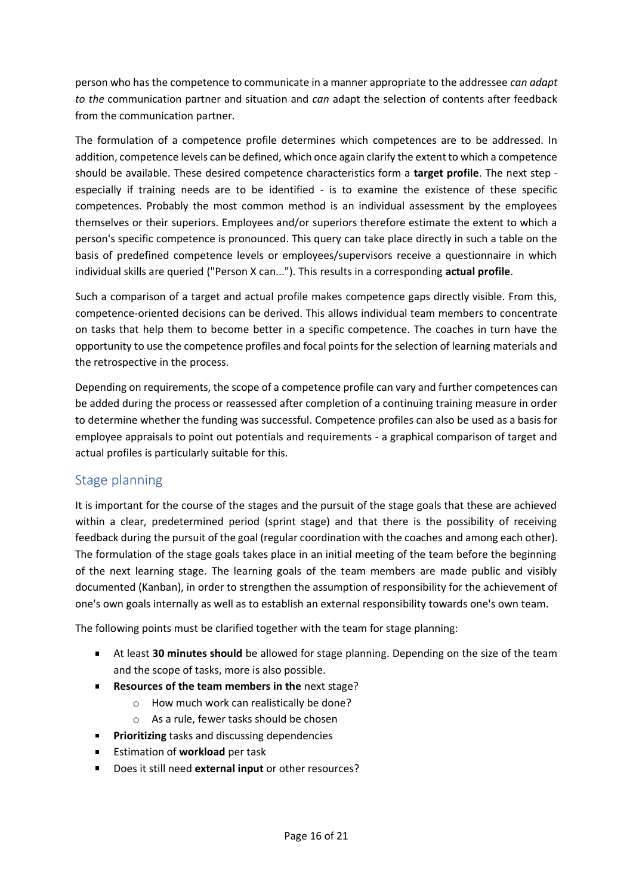person who has the competence to communicate in a manner appropriate to the addressee *can adapt to the* communication partner and situation and *can* adapt the selection of contents after feedback from the communication partner.

The formulation of a competence profile determines which competences are to be addressed. In addition, competence levels can be defined, which once again clarify the extent to which a competence should be available. These desired competence characteristics form a **target profile**. The next step - especially if training needs are to be identified - is to examine the existence of these specific competences. Probably the most common method is an individual assessment by the employees themselves or their superiors. Employees and/or superiors therefore estimate the extent to which a person's specific competence is pronounced. This query can take place directly in such a table on the basis of predefined competence levels or employees/supervisors receive a questionnaire in which individual skills are queried ("Person X can..."). This results in a corresponding **actual profile**.

Such a comparison of a target and actual profile makes competence gaps directly visible. From this, competence-oriented decisions can be derived. This allows individual team members to concentrate on tasks that help them to become better in a specific competence. The coaches in turn have the opportunity to use the competence profiles and focal points for the selection of learning materials and the retrospective in the process.

Depending on requirements, the scope of a competence profile can vary and further competences can be added during the process or reassessed after completion of a continuing training measure in order to determine whether the funding was successful. Competence profiles can also be used as a basis for employee appraisals to point out potentials and requirements - a graphical comparison of target and actual profiles is particularly suitable for this.

## Stage planning

It is important for the course of the stages and the pursuit of the stage goals that these are achieved within a clear, predetermined period (sprint stage) and that there is the possibility of receiving feedback during the pursuit of the goal (regular coordination with the coaches and among each other). The formulation of the stage goals takes place in an initial meeting of the team before the beginning of the next learning stage. The learning goals of the team members are made public and visibly documented (Kanban), in order to strengthen the assumption of responsibility for the achievement of one's own goals internally as well as to establish an external responsibility towards one's own team.

The following points must be clarified together with the team for stage planning:

- At least **30 minutes should** be allowed for stage planning. Depending on the size of the team and the scope of tasks, more is also possible.
- **Resources of the team members in the** next stage?
  - How much work can realistically be done?
  - As a rule, fewer tasks should be chosen
- **Prioritizing** tasks and discussing dependencies
- Estimation of **workload** per task
- Does it still need **external input** or other resources?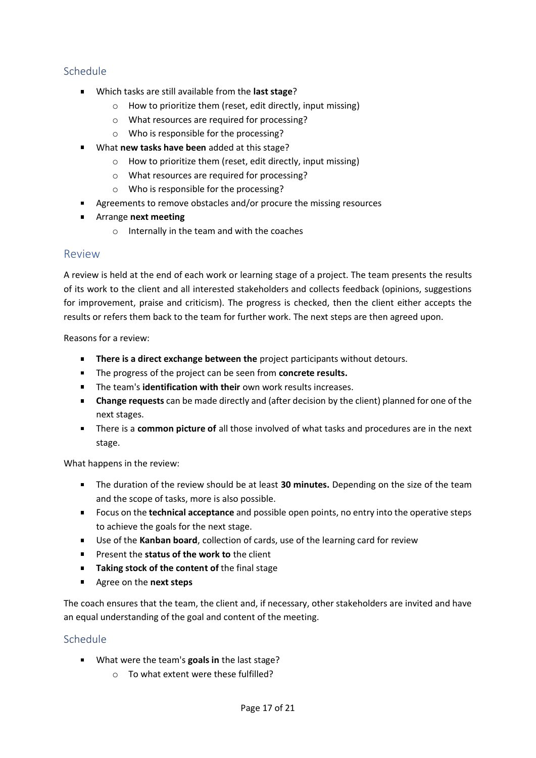## Schedule

- Which tasks are still available from the **last stage**?
  - How to prioritize them (reset, edit directly, input missing)
  - What resources are required for processing?
  - Who is responsible for the processing?
- What **new tasks have been** added at this stage?
  - How to prioritize them (reset, edit directly, input missing)
  - What resources are required for processing?
  - Who is responsible for the processing?
- Agreements to remove obstacles and/or procure the missing resources
- Arrange **next meeting**
  - Internally in the team and with the coaches

## Review

A review is held at the end of each work or learning stage of a project. The team presents the results of its work to the client and all interested stakeholders and collects feedback (opinions, suggestions for improvement, praise and criticism). The progress is checked, then the client either accepts the results or refers them back to the team for further work. The next steps are then agreed upon.

Reasons for a review:

- **There is a direct exchange between the** project participants without detours.
- The progress of the project can be seen from **concrete results.**
- The team's **identification with their** own work results increases.
- **Change requests** can be made directly and (after decision by the client) planned for one of the next stages.
- There is a **common picture of** all those involved of what tasks and procedures are in the next stage.

What happens in the review:

- The duration of the review should be at least **30 minutes.** Depending on the size of the team and the scope of tasks, more is also possible.
- Focus on the **technical acceptance** and possible open points, no entry into the operative steps to achieve the goals for the next stage.
- Use of the **Kanban board**, collection of cards, use of the learning card for review
- Present the **status of the work to** the client
- **Taking stock of the content of** the final stage
- Agree on the **next steps**

The coach ensures that the team, the client and, if necessary, other stakeholders are invited and have an equal understanding of the goal and content of the meeting.

## Schedule

- What were the team's **goals in** the last stage?
  - To what extent were these fulfilled?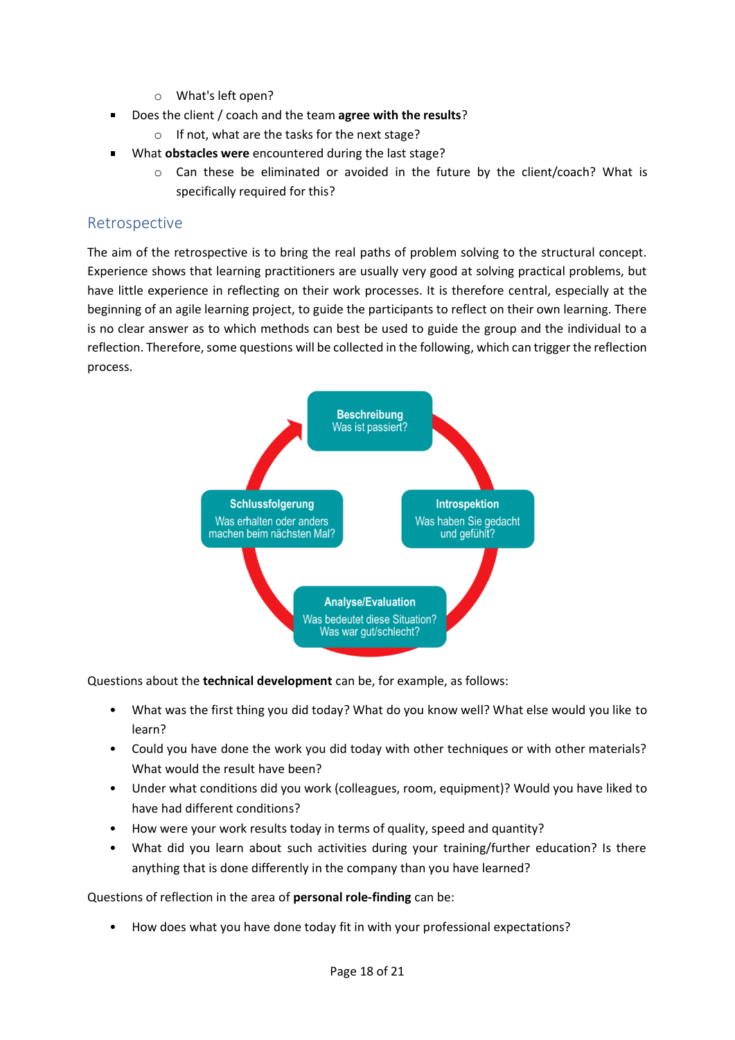- What's left open?
- Does the client / coach and the team **agree with the results**?
    - If not, what are the tasks for the next stage?
- What **obstacles were** encountered during the last stage?
    - Can these be eliminated or avoided in the future by the client/coach? What is specifically required for this?

## Retrospective

The aim of the retrospective is to bring the real paths of problem solving to the structural concept. Experience shows that learning practitioners are usually very good at solving practical problems, but have little experience in reflecting on their work processes. It is therefore central, especially at the beginning of an agile learning project, to guide the participants to reflect on their own learning. There is no clear answer as to which methods can best be used to guide the group and the individual to a reflection. Therefore, some questions will be collected in the following, which can trigger the reflection process.

**Beschreibung**
Was ist passiert?

**Introspektion**
Was haben Sie gedacht und gefühlt?

**Analyse/Evaluation**
Was bedeutet diese Situation? Was war gut/schlecht?

**Schlussfolgerung**
Was erhalten oder anders machen beim nächsten Mal?

Questions about the **technical development** can be, for example, as follows:

- What was the first thing you did today? What do you know well? What else would you like to learn?
- Could you have done the work you did today with other techniques or with other materials? What would the result have been?
- Under what conditions did you work (colleagues, room, equipment)? Would you have liked to have had different conditions?
- How were your work results today in terms of quality, speed and quantity?
- What did you learn about such activities during your training/further education? Is there anything that is done differently in the company than you have learned?

Questions of reflection in the area of **personal role-finding** can be:

- How does what you have done today fit in with your professional expectations?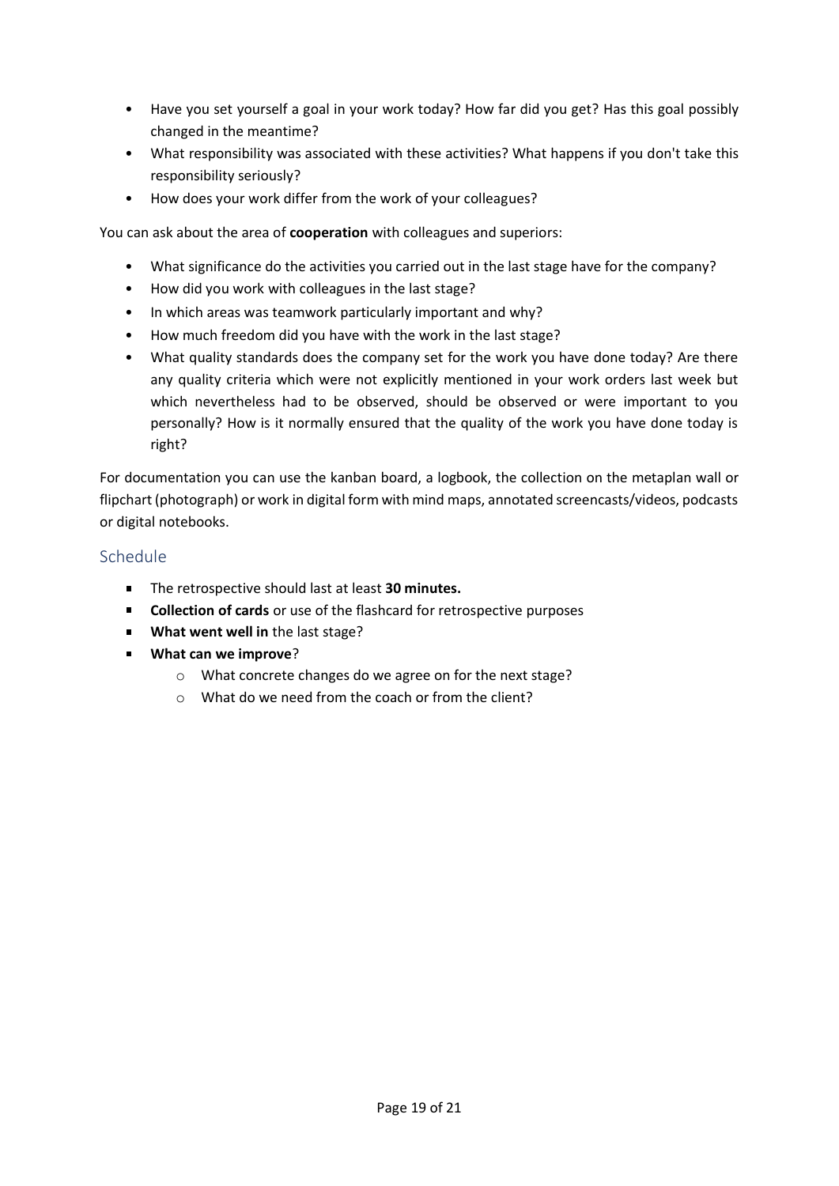- Have you set yourself a goal in your work today? How far did you get? Has this goal possibly changed in the meantime?
- What responsibility was associated with these activities? What happens if you don't take this responsibility seriously?
- How does your work differ from the work of your colleagues?

You can ask about the area of **cooperation** with colleagues and superiors:

- What significance do the activities you carried out in the last stage have for the company?
- How did you work with colleagues in the last stage?
- In which areas was teamwork particularly important and why?
- How much freedom did you have with the work in the last stage?
- What quality standards does the company set for the work you have done today? Are there any quality criteria which were not explicitly mentioned in your work orders last week but which nevertheless had to be observed, should be observed or were important to you personally? How is it normally ensured that the quality of the work you have done today is right?

For documentation you can use the kanban board, a logbook, the collection on the metaplan wall or flipchart (photograph) or work in digital form with mind maps, annotated screencasts/videos, podcasts or digital notebooks.

## Schedule

- The retrospective should last at least **30 minutes.**
- **Collection of cards** or use of the flashcard for retrospective purposes
- **What went well in** the last stage?
- **What can we improve**?
  - What concrete changes do we agree on for the next stage?
  - What do we need from the coach or from the client?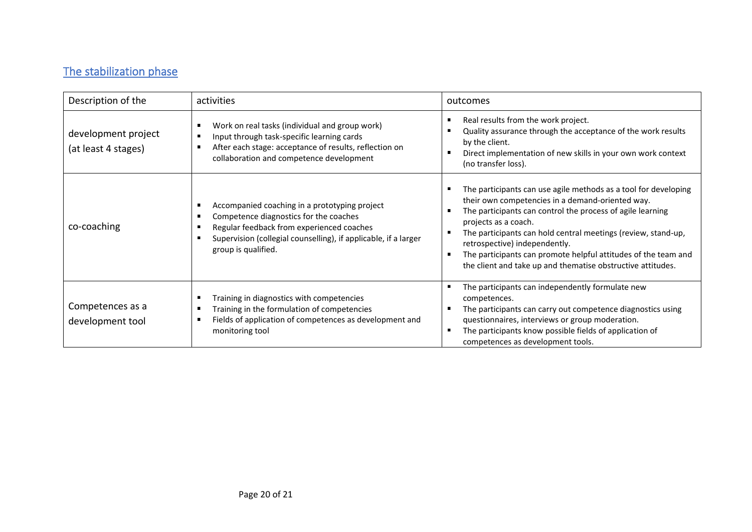## The stabilization phase

| Description of the | activities | outcomes |
|---|---|---|
| development project (at least 4 stages) | ▪ Work on real tasks (individual and group work)<br>▪ Input through task-specific learning cards<br>▪ After each stage: acceptance of results, reflection on collaboration and competence development | ▪ Real results from the work project.<br>▪ Quality assurance through the acceptance of the work results by the client.<br>▪ Direct implementation of new skills in your own work context (no transfer loss). |
| co-coaching | ▪ Accompanied coaching in a prototyping project<br>▪ Competence diagnostics for the coaches<br>▪ Regular feedback from experienced coaches<br>▪ Supervision (collegial counselling), if applicable, if a larger group is qualified. | ▪ The participants can use agile methods as a tool for developing their own competencies in a demand-oriented way.<br>▪ The participants can control the process of agile learning projects as a coach.<br>▪ The participants can hold central meetings (review, stand-up, retrospective) independently.<br>▪ The participants can promote helpful attitudes of the team and the client and take up and thematise obstructive attitudes. |
| Competences as a development tool | ▪ Training in diagnostics with competencies<br>▪ Training in the formulation of competencies<br>▪ Fields of application of competences as development and monitoring tool | ▪ The participants can independently formulate new competences.<br>▪ The participants can carry out competence diagnostics using questionnaires, interviews or group moderation.<br>▪ The participants know possible fields of application of competences as development tools. |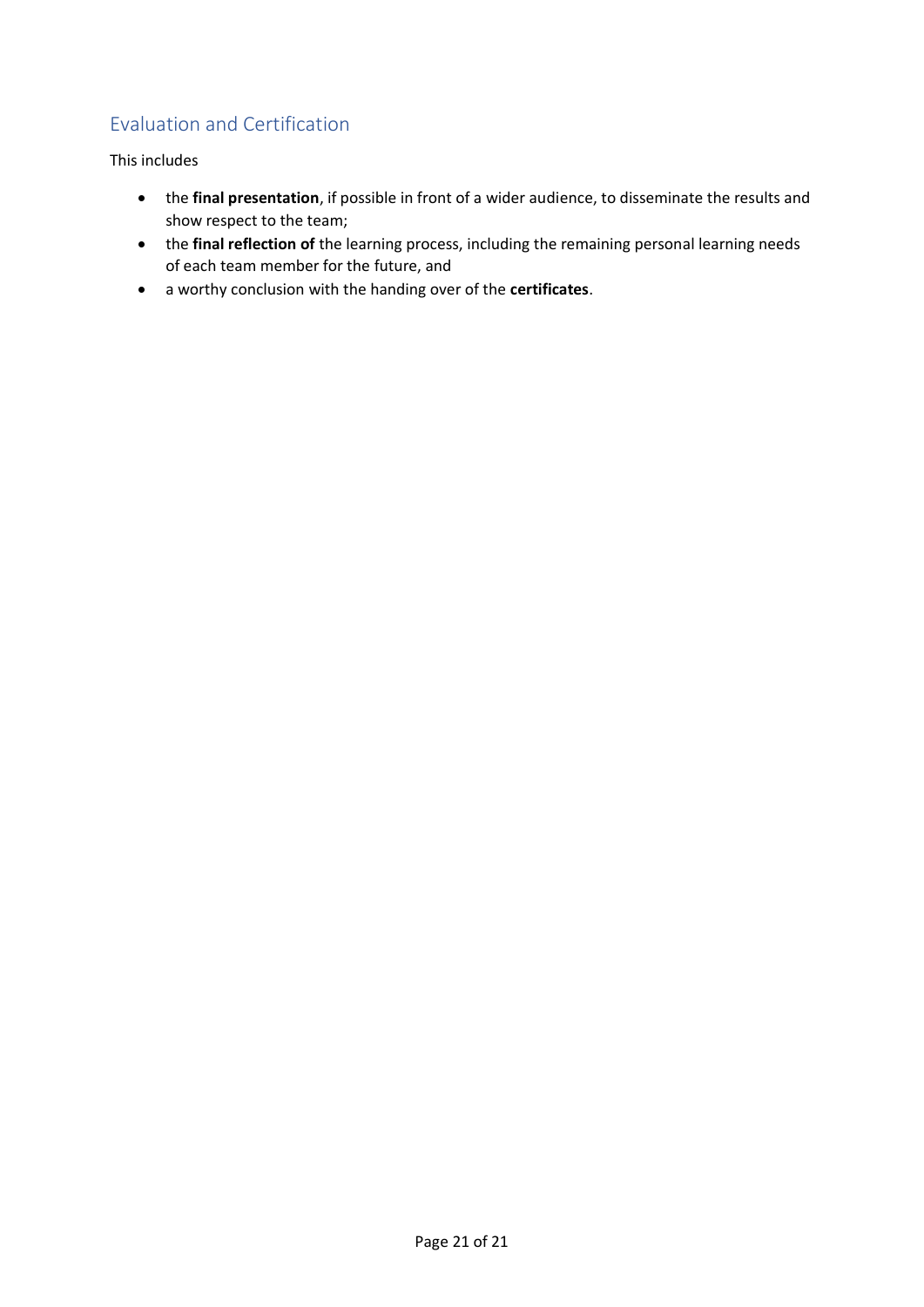## Evaluation and Certification

This includes

- the **final presentation**, if possible in front of a wider audience, to disseminate the results and show respect to the team;
- the **final reflection of** the learning process, including the remaining personal learning needs of each team member for the future, and
- a worthy conclusion with the handing over of the **certificates**.